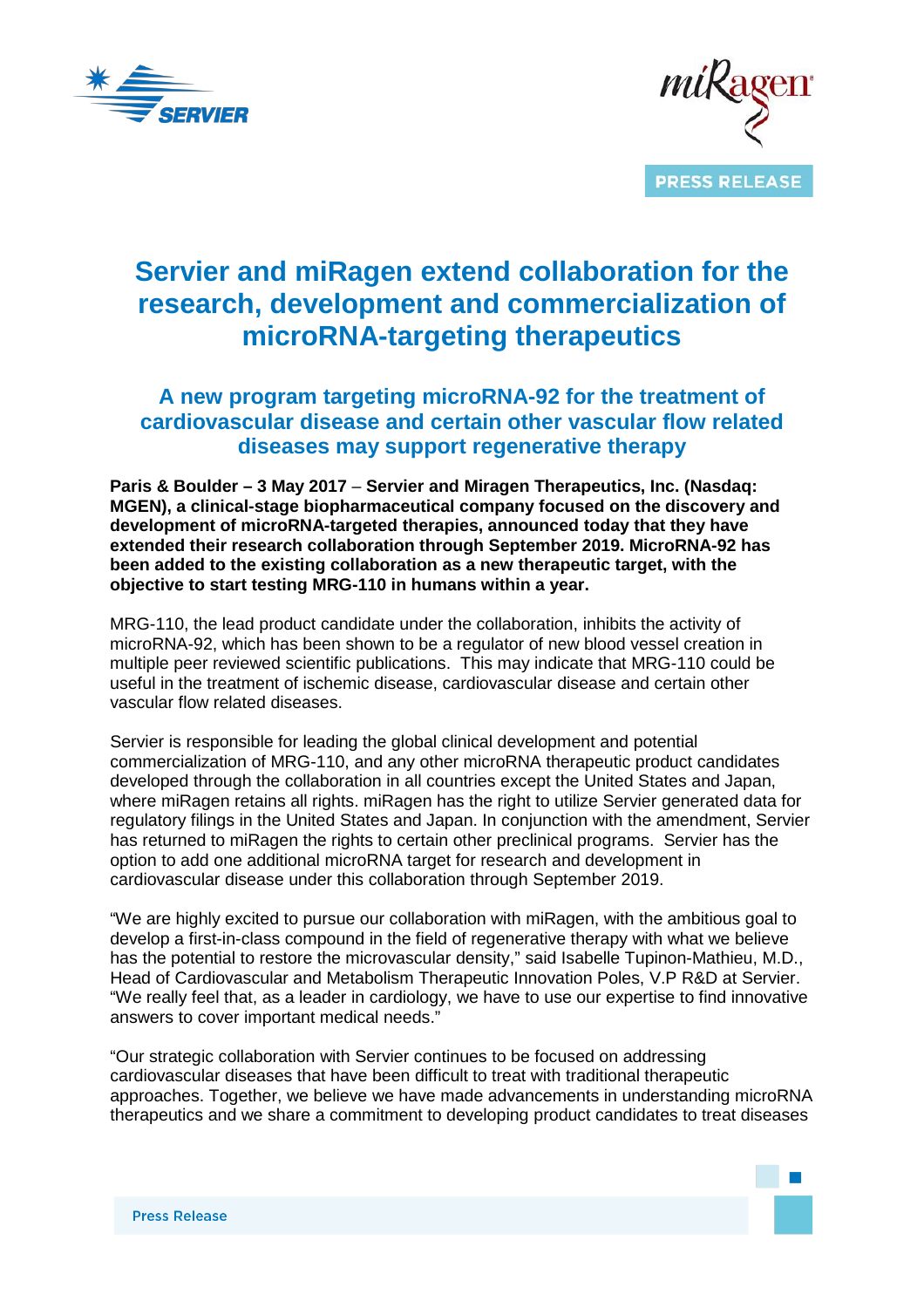PRESS RELEASE

# Servier and miRagen extend collaboration for the research, development and commercialization of microRNA-targeting therapeutics

## A new program targeting microRNA-92 for the treatment of cardiovascular disease and certain other vascular flow related diseases may support regenerative therapy

**Paris & Boulder – 3 May 2017** – **Servier and Miragen Therapeutics, Inc. (Nasdaq: MGEN), a clinical-stage biopharmaceutical company focused on the discovery and development of microRNA-targeted therapies, announced today that they have extended their research collaboration through September 2019. MicroRNA-92 has been added to the existing collaboration as a new therapeutic target, with the objective to start testing MRG-110 in humans within a year.**

MRG-110, the lead product candidate under the collaboration, inhibits the activity of microRNA-92, which has been shown to be a regulator of new blood vessel creation in multiple peer reviewed scientific publications. This may indicate that MRG-110 could be useful in the treatment of ischemic disease, cardiovascular disease and certain other vascular flow related diseases.

Servier is responsible for leading the global clinical development and potential commercialization of MRG-110, and any other microRNA therapeutic product candidates developed through the collaboration in all countries except the United States and Japan, where miRagen retains all rights. miRagen has the right to utilize Servier generated data for regulatory filings in the United States and Japan. In conjunction with the amendment, Servier has returned to miRagen the rights to certain other preclinical programs. Servier has the option to add one additional microRNA target for research and development in cardiovascular disease under this collaboration through September 2019.

"We are highly excited to pursue our collaboration with miRagen, with the ambitious goal to develop a first-in-class compound in the field of regenerative therapy with what we believe has the potential to restore the microvascular density," said Isabelle Tupinon-Mathieu, M.D., Head of Cardiovascular and Metabolism Therapeutic Innovation Poles, V.P R&D at Servier. "We really feel that, as a leader in cardiology, we have to use our expertise to find innovative answers to cover important medical needs."

"Our strategic collaboration with Servier continues to be focused on addressing cardiovascular diseases that have been difficult to treat with traditional therapeutic approaches. Together, we believe we have made advancements in understanding microRNA therapeutics and we share a commitment to developing product candidates to treat diseases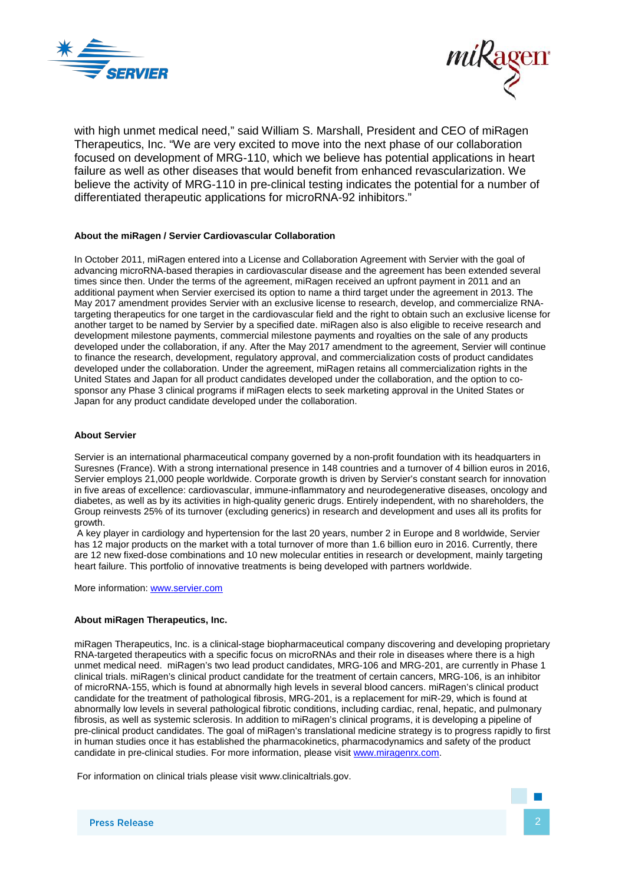with high unmet medical need," said William S. Marshall, President and CEO of miRagen Therapeutics, Inc. "We are very excited to move into the next phase of our collaboration focused on development of MRG-110, which we believe has potential applications in heart failure as well as other diseases that would benefit from enhanced revascularization. We believe the activity of MRG-110 in pre-clinical testing indicates the potential for a number of differentiated therapeutic applications for microRNA-92 inhibitors."

**About the miRagen / Servier Cardiovascular Collaboration**

In October 2011, miRagen entered into a License and Collaboration Agreement with Servier with the goal of advancing microRNA-based therapies in cardiovascular disease and the agreement has been extended several times since then. Under the terms of the agreement, miRagen received an upfront payment in 2011 and an additional payment when Servier exercised its option to name a third target under the agreement in 2013. The May 2017 amendment provides Servier with an exclusive license to research, develop, and commercialize RNA-targeting therapeutics for one target in the cardiovascular field and the right to obtain such an exclusive license for another target to be named by Servier by a specified date. miRagen also is also eligible to receive research and development milestone payments, commercial milestone payments and royalties on the sale of any products developed under the collaboration, if any. After the May 2017 amendment to the agreement, Servier will continue to finance the research, development, regulatory approval, and commercialization costs of product candidates developed under the collaboration. Under the agreement, miRagen retains all commercialization rights in the United States and Japan for all product candidates developed under the collaboration, and the option to co-sponsor any Phase 3 clinical programs if miRagen elects to seek marketing approval in the United States or Japan for any product candidate developed under the collaboration.

**About Servier**

Servier is an international pharmaceutical company governed by a non-profit foundation with its headquarters in Suresnes (France). With a strong international presence in 148 countries and a turnover of 4 billion euros in 2016, Servier employs 21,000 people worldwide. Corporate growth is driven by Servier's constant search for innovation in five areas of excellence: cardiovascular, immune-inflammatory and neurodegenerative diseases, oncology and diabetes, as well as by its activities in high-quality generic drugs. Entirely independent, with no shareholders, the Group reinvests 25% of its turnover (excluding generics) in research and development and uses all its profits for growth.

A key player in cardiology and hypertension for the last 20 years, number 2 in Europe and 8 worldwide, Servier has 12 major products on the market with a total turnover of more than 1.6 billion euro in 2016. Currently, there are 12 new fixed-dose combinations and 10 new molecular entities in research or development, mainly targeting heart failure. This portfolio of innovative treatments is being developed with partners worldwide.

More information: www.servier.com

**About miRagen Therapeutics, Inc.**

miRagen Therapeutics, Inc. is a clinical-stage biopharmaceutical company discovering and developing proprietary RNA-targeted therapeutics with a specific focus on microRNAs and their role in diseases where there is a high unmet medical need. miRagen's two lead product candidates, MRG-106 and MRG-201, are currently in Phase 1 clinical trials. miRagen's clinical product candidate for the treatment of certain cancers, MRG-106, is an inhibitor of microRNA-155, which is found at abnormally high levels in several blood cancers. miRagen's clinical product candidate for the treatment of pathological fibrosis, MRG-201, is a replacement for miR-29, which is found at abnormally low levels in several pathological fibrotic conditions, including cardiac, renal, hepatic, and pulmonary fibrosis, as well as systemic sclerosis. In addition to miRagen's clinical programs, it is developing a pipeline of pre-clinical product candidates. The goal of miRagen's translational medicine strategy is to progress rapidly to first in human studies once it has established the pharmacokinetics, pharmacodynamics and safety of the product candidate in pre-clinical studies. For more information, please visit www.miragenrx.com.

For information on clinical trials please visit www.clinicaltrials.gov.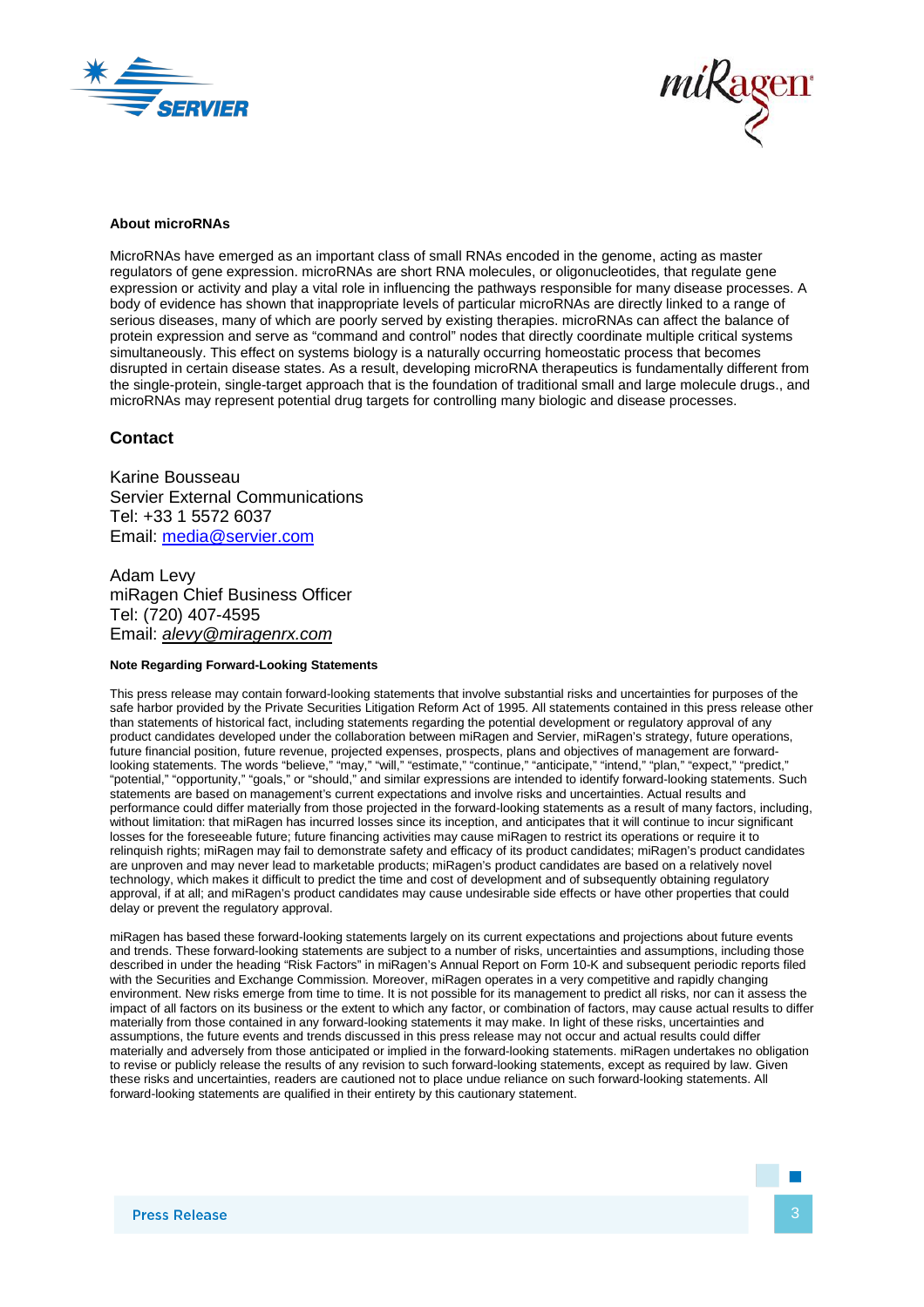**About microRNAs**

MicroRNAs have emerged as an important class of small RNAs encoded in the genome, acting as master regulators of gene expression. microRNAs are short RNA molecules, or oligonucleotides, that regulate gene expression or activity and play a vital role in influencing the pathways responsible for many disease processes. A body of evidence has shown that inappropriate levels of particular microRNAs are directly linked to a range of serious diseases, many of which are poorly served by existing therapies. microRNAs can affect the balance of protein expression and serve as "command and control" nodes that directly coordinate multiple critical systems simultaneously. This effect on systems biology is a naturally occurring homeostatic process that becomes disrupted in certain disease states. As a result, developing microRNA therapeutics is fundamentally different from the single-protein, single-target approach that is the foundation of traditional small and large molecule drugs., and microRNAs may represent potential drug targets for controlling many biologic and disease processes.

## Contact

Karine Bousseau
Servier External Communications
Tel: +33 1 5572 6037
Email: media@servier.com

Adam Levy
miRagen Chief Business Officer
Tel: (720) 407-4595
Email: *alevy@miragenrx.com*

**Note Regarding Forward-Looking Statements**

This press release may contain forward-looking statements that involve substantial risks and uncertainties for purposes of the safe harbor provided by the Private Securities Litigation Reform Act of 1995. All statements contained in this press release other than statements of historical fact, including statements regarding the potential development or regulatory approval of any product candidates developed under the collaboration between miRagen and Servier, miRagen's strategy, future operations, future financial position, future revenue, projected expenses, prospects, plans and objectives of management are forward-looking statements. The words "believe," "may," "will," "estimate," "continue," "anticipate," "intend," "plan," "expect," "predict," "potential," "opportunity," "goals," or "should," and similar expressions are intended to identify forward-looking statements. Such statements are based on management's current expectations and involve risks and uncertainties. Actual results and performance could differ materially from those projected in the forward-looking statements as a result of many factors, including, without limitation: that miRagen has incurred losses since its inception, and anticipates that it will continue to incur significant losses for the foreseeable future; future financing activities may cause miRagen to restrict its operations or require it to relinquish rights; miRagen may fail to demonstrate safety and efficacy of its product candidates; miRagen's product candidates are unproven and may never lead to marketable products; miRagen's product candidates are based on a relatively novel technology, which makes it difficult to predict the time and cost of development and of subsequently obtaining regulatory approval, if at all; and miRagen's product candidates may cause undesirable side effects or have other properties that could delay or prevent the regulatory approval.

miRagen has based these forward-looking statements largely on its current expectations and projections about future events and trends. These forward-looking statements are subject to a number of risks, uncertainties and assumptions, including those described in under the heading "Risk Factors" in miRagen's Annual Report on Form 10-K and subsequent periodic reports filed with the Securities and Exchange Commission. Moreover, miRagen operates in a very competitive and rapidly changing environment. New risks emerge from time to time. It is not possible for its management to predict all risks, nor can it assess the impact of all factors on its business or the extent to which any factor, or combination of factors, may cause actual results to differ materially from those contained in any forward-looking statements it may make. In light of these risks, uncertainties and assumptions, the future events and trends discussed in this press release may not occur and actual results could differ materially and adversely from those anticipated or implied in the forward-looking statements. miRagen undertakes no obligation to revise or publicly release the results of any revision to such forward-looking statements, except as required by law. Given these risks and uncertainties, readers are cautioned not to place undue reliance on such forward-looking statements. All forward-looking statements are qualified in their entirety by this cautionary statement.